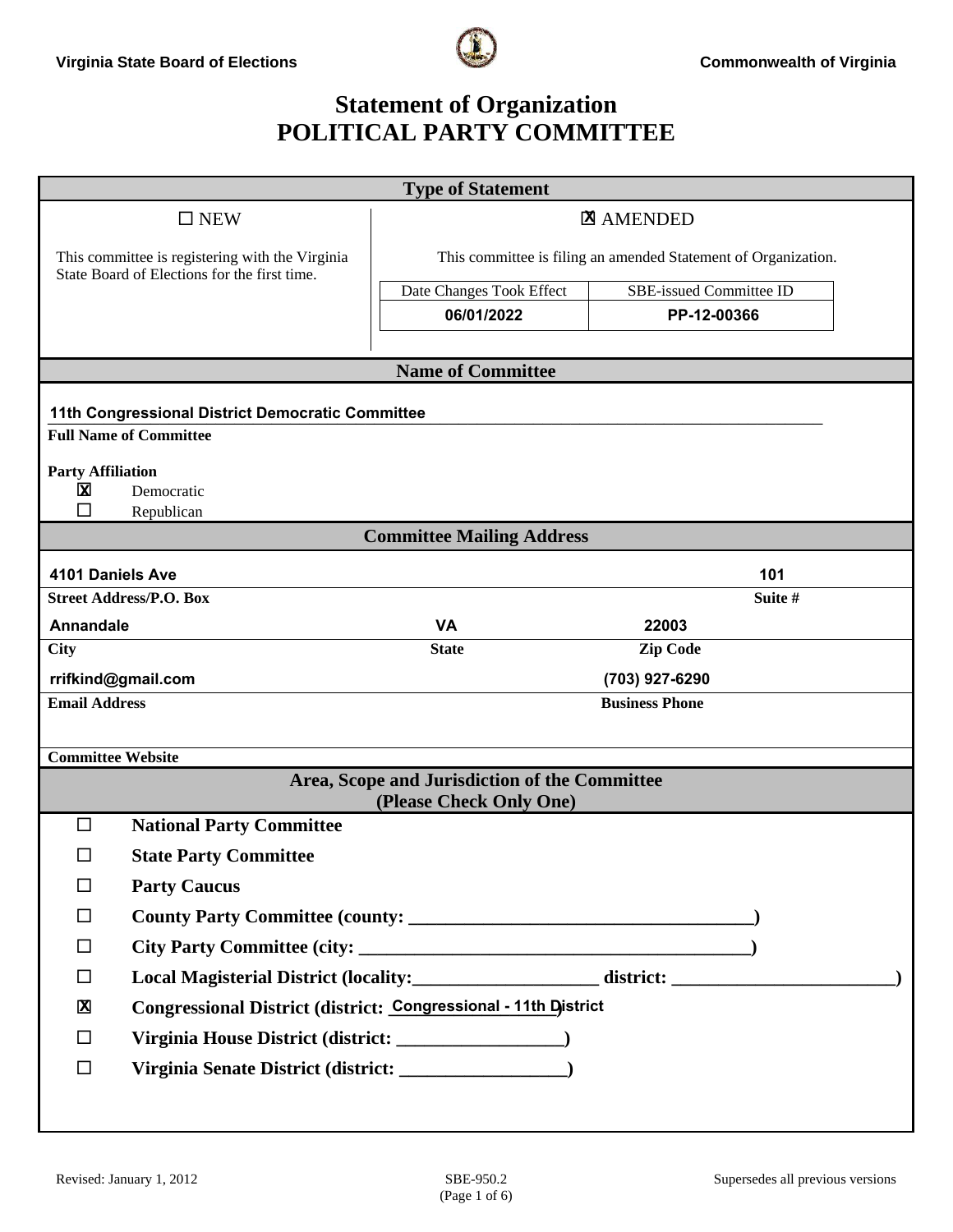Virginia State Board of Elections

Commonwealth of Virginia

# Statement of Organization
# POLITICAL PARTY COMMITTEE

## Type of Statement

☐ NEW

This committee is registering with the Virginia State Board of Elections for the first time.

☒ AMENDED

This committee is filing an amended Statement of Organization.

| Date Changes Took Effect | SBE-issued Committee ID |
|---|---|
| 06/01/2022 | PP-12-00366 |

## Name of Committee

11th Congressional District Democratic Committee

**Full Name of Committee**

**Party Affiliation**

☒ Democratic

☐ Republican

## Committee Mailing Address

| **Street Address/P.O. Box** | | **Suite #** |
|---|---|---|
| 4101 Daniels Ave | | 101 |
| **City** | **State** | **Zip Code** |
| Annandale | VA | 22003 |
| **Email Address** | | **Business Phone** |
| rrifkind@gmail.com | | (703) 927-6290 |
| **Committee Website** | | |
| | | |

## Area, Scope and Jurisdiction of the Committee (Please Check Only One)

☐ **National Party Committee**

☐ **State Party Committee**

☐ **Party Caucus**

☐ **County Party Committee (county: ____________________)**

☐ **City Party Committee (city: ____________________)**

☐ **Local Magisterial District (locality:____________________ district: ____________________)**

☒ **Congressional District (district: Congressional - 11th District)**

☐ **Virginia House District (district: ____________________)**

☐ **Virginia Senate District (district: ____________________)**

Revised: January 1, 2012 SBE-950.2 Supersedes all previous versions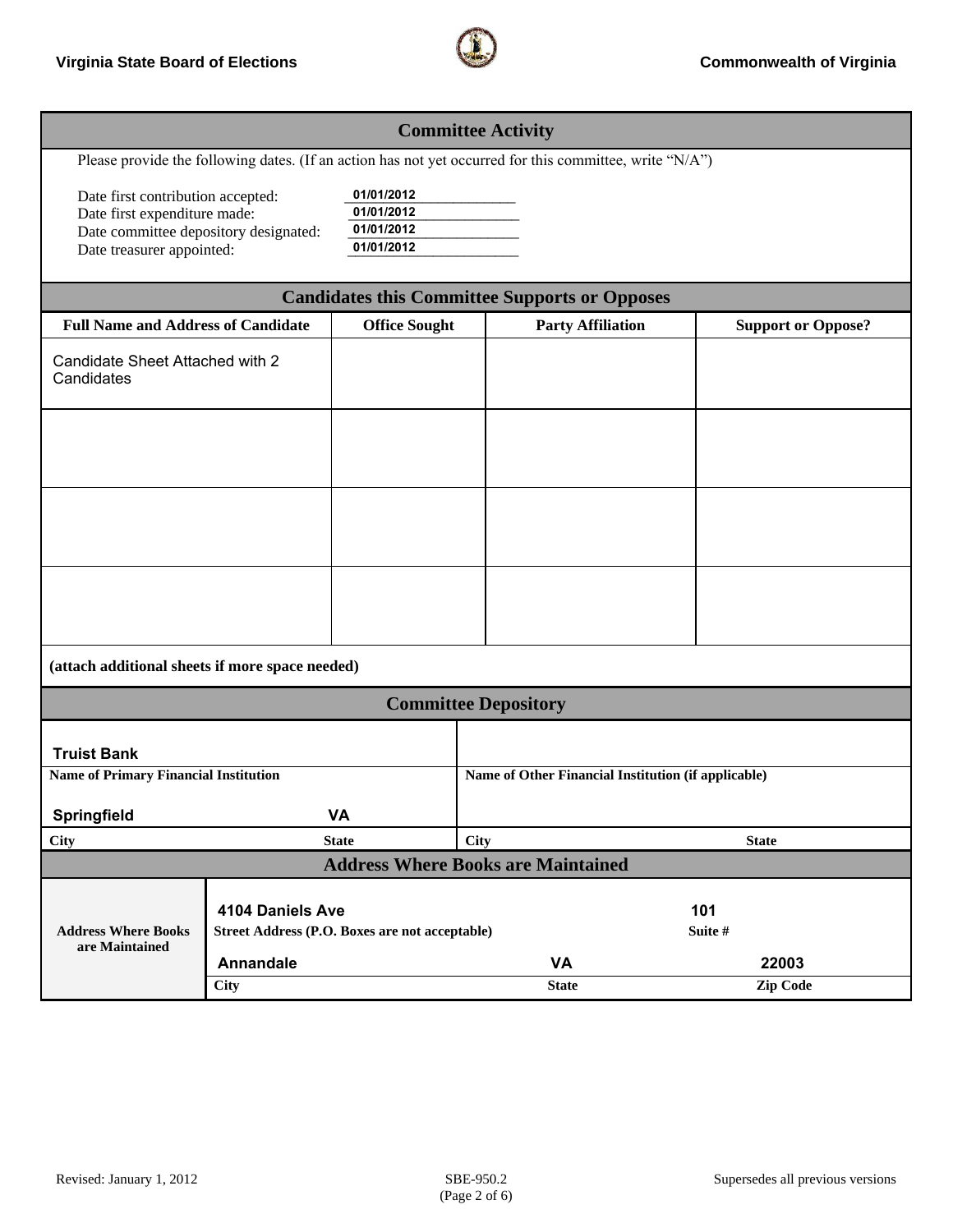## Committee Activity

Please provide the following dates. (If an action has not yet occurred for this committee, write "N/A")

Date first contribution accepted: 01/01/2012
Date first expenditure made: 01/01/2012
Date committee depository designated: 01/01/2012
Date treasurer appointed: 01/01/2012

## Candidates this Committee Supports or Opposes

| Full Name and Address of Candidate | Office Sought | Party Affiliation | Support or Oppose? |
|---|---|---|---|
| Candidate Sheet Attached with 2 Candidates | | | |
| | | | |
| | | | |
| | | | |

**(attach additional sheets if more space needed)**

## Committee Depository

| | |
|---|---|
| Truist Bank | |
| **Name of Primary Financial Institution** | **Name of Other Financial Institution (if applicable)** |
| Springfield — VA | |
| **City — State** | **City — State** |

## Address Where Books are Maintained

| | | | |
|---|---|---|---|
| **Address Where Books are Maintained** | 4104 Daniels Ave | | 101 |
| | **Street Address (P.O. Boxes are not acceptable)** | | **Suite #** |
| | Annandale | VA | 22003 |
| | **City** | **State** | **Zip Code** |

Revised: January 1, 2012 | SBE-950.2 | Supersedes all previous versions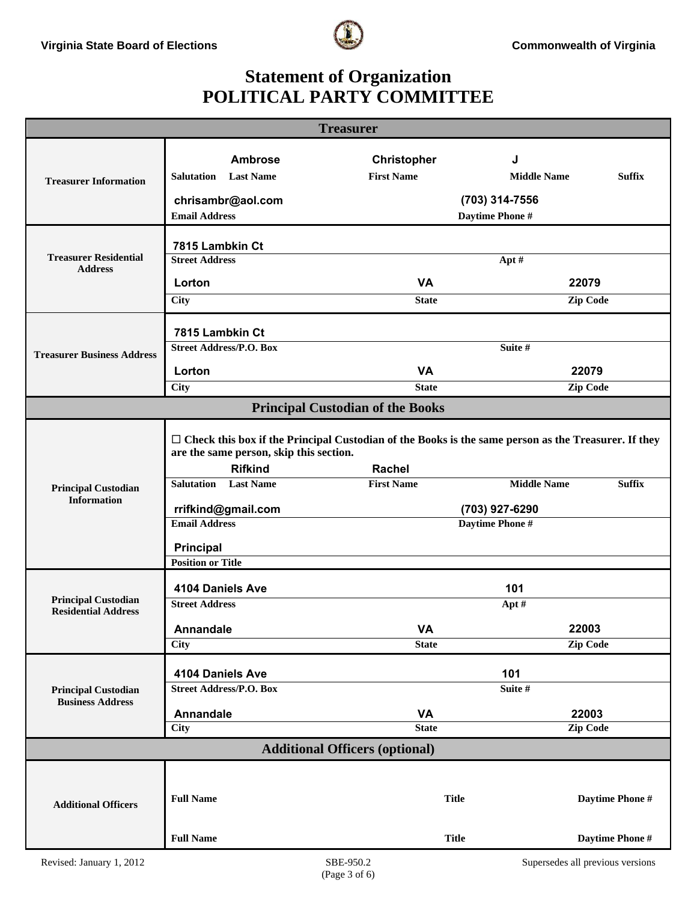Virginia State Board of Elections — Commonwealth of Virginia

# Statement of Organization
# POLITICAL PARTY COMMITTEE

## Treasurer

**Treasurer Information**

| Salutation | Last Name | First Name | Middle Name | Suffix |
|---|---|---|---|---|
| | Ambrose | Christopher | J | |

| Email Address | Daytime Phone # |
|---|---|
| chrisambr@aol.com | (703) 314-7556 |

**Treasurer Residential Address**

| Street Address | Apt # |
|---|---|
| 7815 Lambkin Ct | |

| City | State | Zip Code |
|---|---|---|
| Lorton | VA | 22079 |

**Treasurer Business Address**

| Street Address/P.O. Box | Suite # |
|---|---|
| 7815 Lambkin Ct | |

| City | State | Zip Code |
|---|---|---|
| Lorton | VA | 22079 |

## Principal Custodian of the Books

☐ **Check this box if the Principal Custodian of the Books is the same person as the Treasurer. If they are the same person, skip this section.**

**Principal Custodian Information**

| Salutation | Last Name | First Name | Middle Name | Suffix |
|---|---|---|---|---|
| | Rifkind | Rachel | | |

| Email Address | Daytime Phone # |
|---|---|
| rrifkind@gmail.com | (703) 927-6290 |

| Position or Title |
|---|
| Principal |

**Principal Custodian Residential Address**

| Street Address | Apt # |
|---|---|
| 4104 Daniels Ave | 101 |

| City | State | Zip Code |
|---|---|---|
| Annandale | VA | 22003 |

**Principal Custodian Business Address**

| Street Address/P.O. Box | Suite # |
|---|---|
| 4104 Daniels Ave | 101 |

| City | State | Zip Code |
|---|---|---|
| Annandale | VA | 22003 |

## Additional Officers (optional)

**Additional Officers**

| Full Name | Title | Daytime Phone # |
|---|---|---|
| | | |
| | | |

Revised: January 1, 2012 — SBE-950.2 — Supersedes all previous versions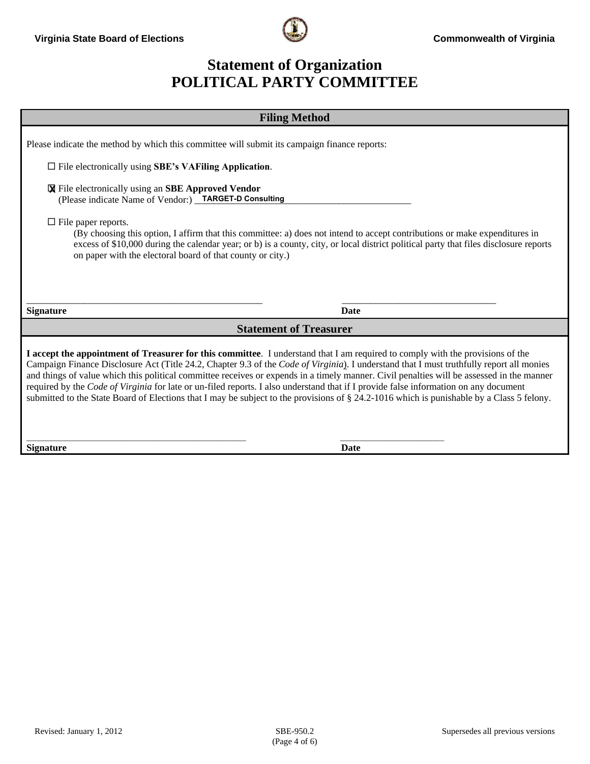# Statement of Organization
# POLITICAL PARTY COMMITTEE

## Filing Method

Please indicate the method by which this committee will submit its campaign finance reports:

☐ File electronically using **SBE's VAFiling Application**.

☒ File electronically using an **SBE Approved Vendor**
(Please indicate Name of Vendor:) TARGET-D Consulting

☐ File paper reports.
(By choosing this option, I affirm that this committee: a) does not intend to accept contributions or make expenditures in excess of $10,000 during the calendar year; or b) is a county, city, or local district political party that files disclosure reports on paper with the electoral board of that county or city.)

______________________________ ______________________________
**Signature** **Date**

## Statement of Treasurer

**I accept the appointment of Treasurer for this committee**. I understand that I am required to comply with the provisions of the Campaign Finance Disclosure Act (Title 24.2, Chapter 9.3 of the *Code of Virginia*). I understand that I must truthfully report all monies and things of value which this political committee receives or expends in a timely manner. Civil penalties will be assessed in the manner required by the *Code of Virginia* for late or un-filed reports. I also understand that if I provide false information on any document submitted to the State Board of Elections that I may be subject to the provisions of § 24.2-1016 which is punishable by a Class 5 felony.

______________________________ ______________________________
**Signature** **Date**

Revised: January 1, 2012 SBE-950.2 Supersedes all previous versions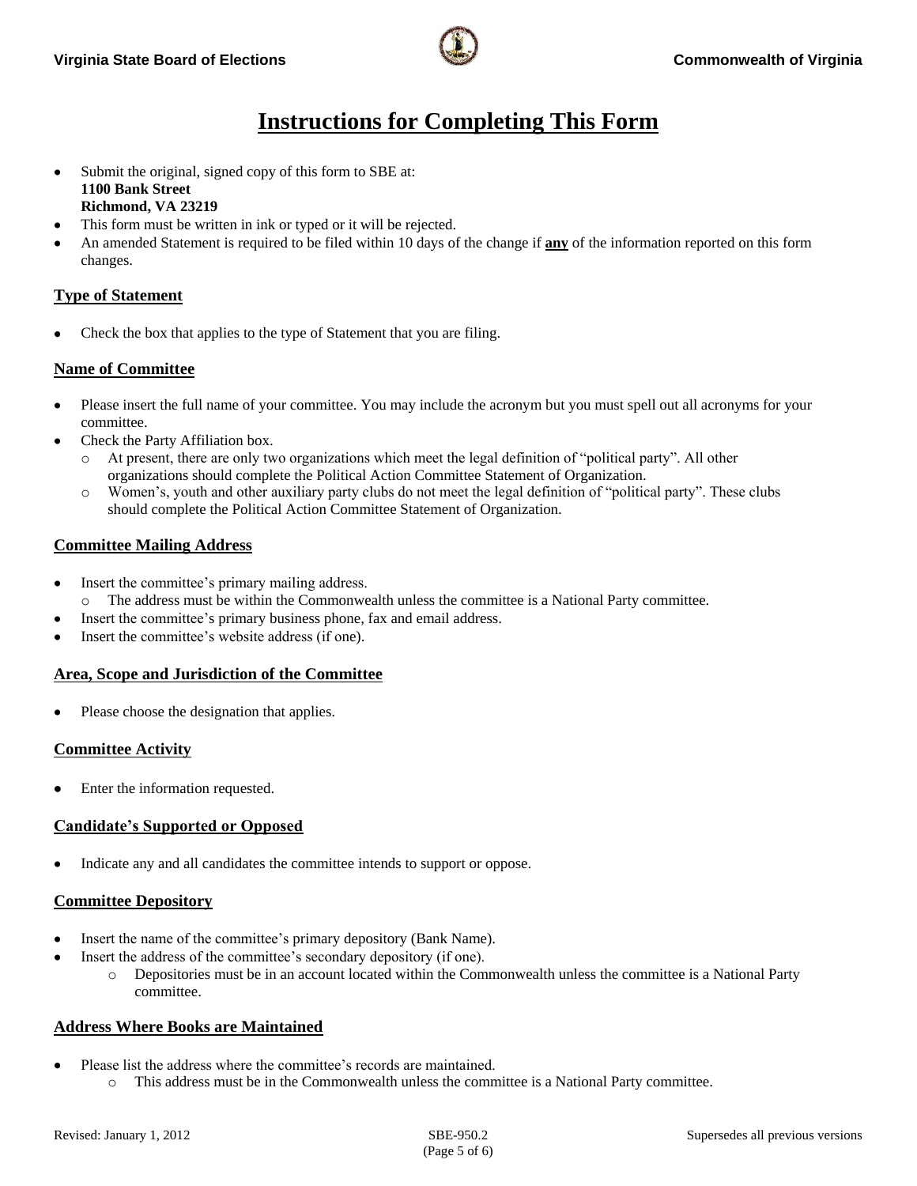# Instructions for Completing This Form

- Submit the original, signed copy of this form to SBE at:
  **1100 Bank Street**
  **Richmond, VA 23219**
- This form must be written in ink or typed or it will be rejected.
- An amended Statement is required to be filed within 10 days of the change if **any** of the information reported on this form changes.

## Type of Statement

- Check the box that applies to the type of Statement that you are filing.

## Name of Committee

- Please insert the full name of your committee. You may include the acronym but you must spell out all acronyms for your committee.
- Check the Party Affiliation box.
  - At present, there are only two organizations which meet the legal definition of "political party". All other organizations should complete the Political Action Committee Statement of Organization.
  - Women's, youth and other auxiliary party clubs do not meet the legal definition of "political party". These clubs should complete the Political Action Committee Statement of Organization.

## Committee Mailing Address

- Insert the committee's primary mailing address.
  - The address must be within the Commonwealth unless the committee is a National Party committee.
- Insert the committee's primary business phone, fax and email address.
- Insert the committee's website address (if one).

## Area, Scope and Jurisdiction of the Committee

- Please choose the designation that applies.

## Committee Activity

- Enter the information requested.

## Candidate's Supported or Opposed

- Indicate any and all candidates the committee intends to support or oppose.

## Committee Depository

- Insert the name of the committee's primary depository (Bank Name).
- Insert the address of the committee's secondary depository (if one).
  - Depositories must be in an account located within the Commonwealth unless the committee is a National Party committee.

## Address Where Books are Maintained

- Please list the address where the committee's records are maintained.
  - This address must be in the Commonwealth unless the committee is a National Party committee.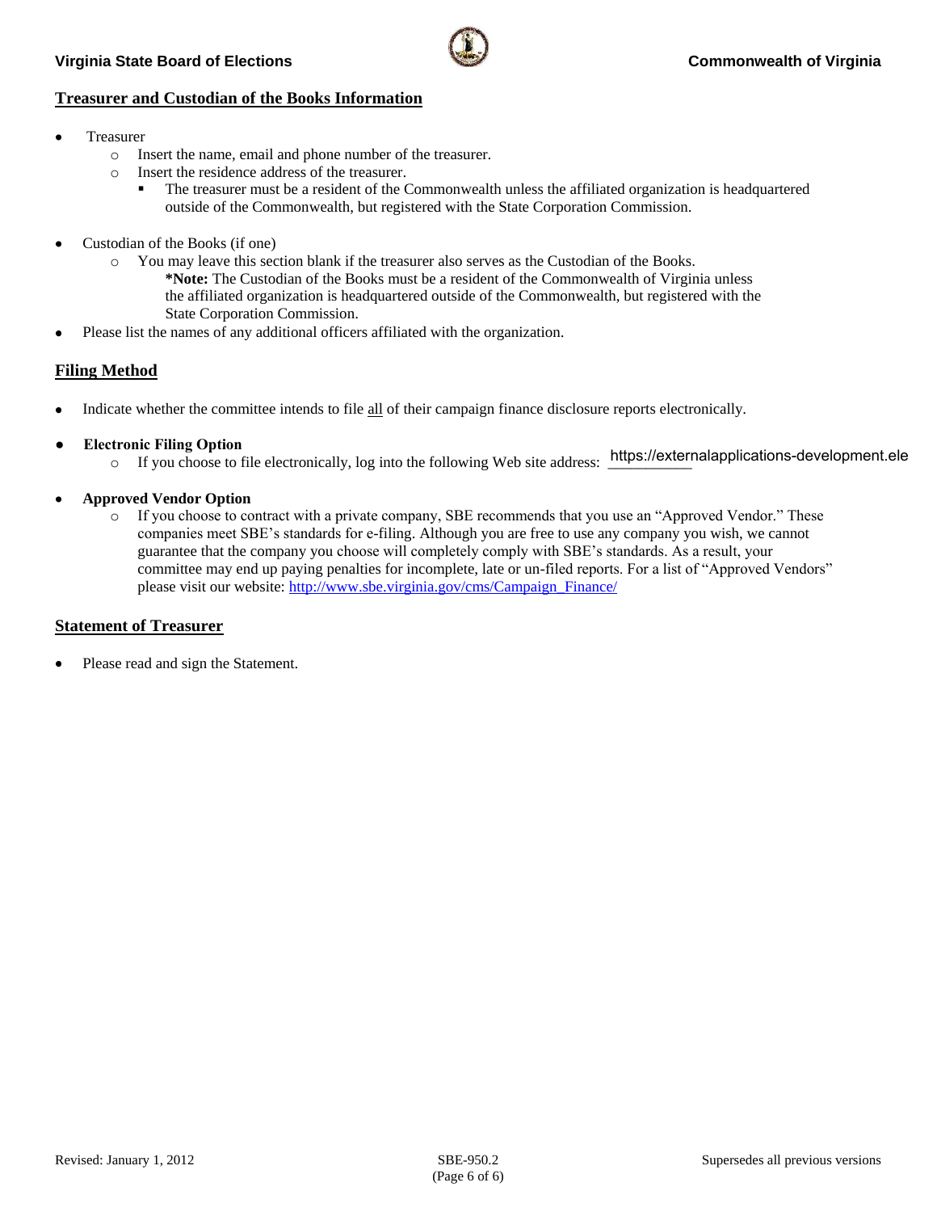## Treasurer and Custodian of the Books Information

- Treasurer
  - Insert the name, email and phone number of the treasurer.
  - Insert the residence address of the treasurer.
    - The treasurer must be a resident of the Commonwealth unless the affiliated organization is headquartered outside of the Commonwealth, but registered with the State Corporation Commission.
- Custodian of the Books (if one)
  - You may leave this section blank if the treasurer also serves as the Custodian of the Books.
    **\*Note:** The Custodian of the Books must be a resident of the Commonwealth of Virginia unless the affiliated organization is headquartered outside of the Commonwealth, but registered with the State Corporation Commission.
- Please list the names of any additional officers affiliated with the organization.

## Filing Method

- Indicate whether the committee intends to file all of their campaign finance disclosure reports electronically.
- **Electronic Filing Option**
  - If you choose to file electronically, log into the following Web site address: https://externalapplications-development.ele
- **Approved Vendor Option**
  - If you choose to contract with a private company, SBE recommends that you use an "Approved Vendor." These companies meet SBE's standards for e-filing. Although you are free to use any company you wish, we cannot guarantee that the company you choose will completely comply with SBE's standards. As a result, your committee may end up paying penalties for incomplete, late or un-filed reports. For a list of "Approved Vendors" please visit our website: http://www.sbe.virginia.gov/cms/Campaign_Finance/

## Statement of Treasurer

- Please read and sign the Statement.